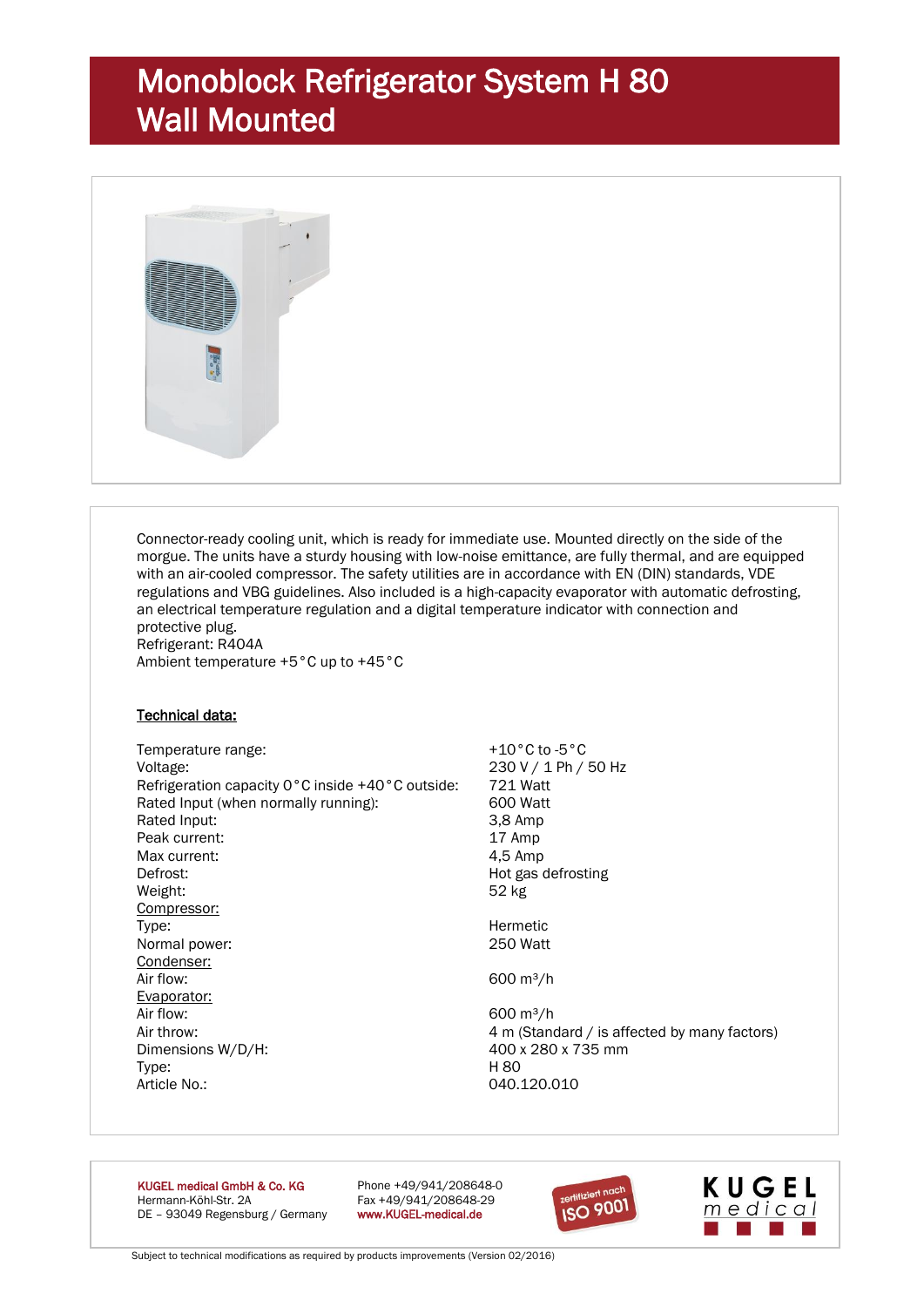# Monoblock Refrigerator System H 80
# Wall Mounted

Connector-ready cooling unit, which is ready for immediate use. Mounted directly on the side of the morgue. The units have a sturdy housing with low-noise emittance, are fully thermal, and are equipped with an air-cooled compressor. The safety utilities are in accordance with EN (DIN) standards, VDE regulations and VBG guidelines. Also included is a high-capacity evaporator with automatic defrosting, an electrical temperature regulation and a digital temperature indicator with connection and protective plug.
Refrigerant: R404A
Ambient temperature +5 °C up to +45 °C

**Technical data:**

| | |
|---|---|
| Temperature range: | +10 °C to -5 °C |
| Voltage: | 230 V / 1 Ph / 50 Hz |
| Refrigeration capacity 0 °C inside +40 °C outside: | 721 Watt |
| Rated Input (when normally running): | 600 Watt |
| Rated Input: | 3,8 Amp |
| Peak current: | 17 Amp |
| Max current: | 4,5 Amp |
| Defrost: | Hot gas defrosting |
| Weight: | 52 kg |
| Compressor: | |
| Type: | Hermetic |
| Normal power: | 250 Watt |
| Condenser: | |
| Air flow: | 600 m³/h |
| Evaporator: | |
| Air flow: | 600 m³/h |
| Air throw: | 4 m (Standard / is affected by many factors) |
| Dimensions W/D/H: | 400 x 280 x 735 mm |
| Type: | H 80 |
| Article No.: | 040.120.010 |

KUGEL medical GmbH & Co. KG
Hermann-Köhl-Str. 2A
DE – 93049 Regensburg / Germany

Phone +49/941/208648-0
Fax +49/941/208648-29
www.KUGEL-medical.de

zertifiziert nach ISO 9001

KUGEL medical

Subject to technical modifications as required by products improvements (Version 02/2016)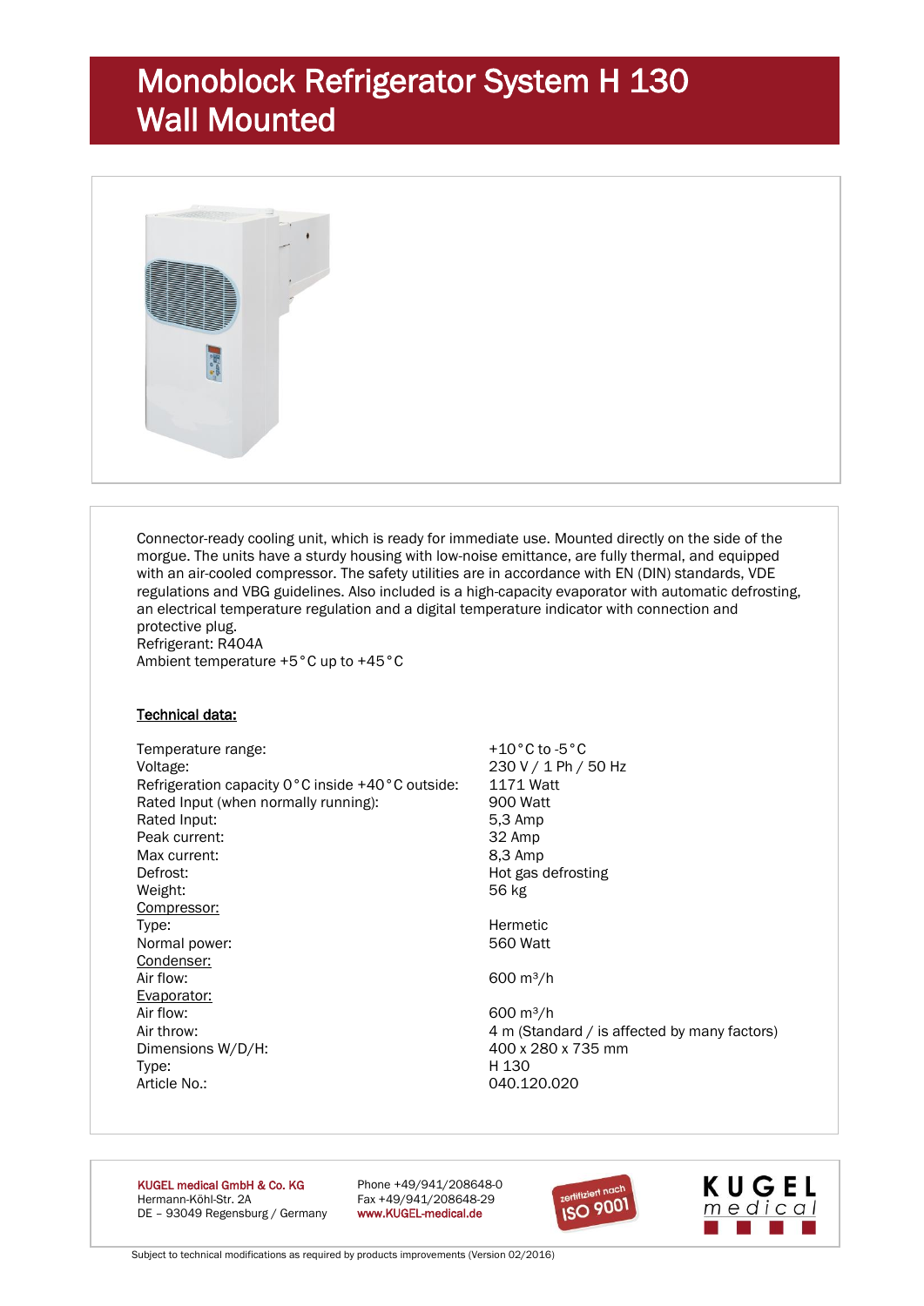# Monoblock Refrigerator System H 130 Wall Mounted

Connector-ready cooling unit, which is ready for immediate use. Mounted directly on the side of the morgue. The units have a sturdy housing with low-noise emittance, are fully thermal, and equipped with an air-cooled compressor. The safety utilities are in accordance with EN (DIN) standards, VDE regulations and VBG guidelines. Also included is a high-capacity evaporator with automatic defrosting, an electrical temperature regulation and a digital temperature indicator with connection and protective plug.
Refrigerant: R404A
Ambient temperature +5°C up to +45°C

<u>Technical data:</u>

| | |
|---|---|
| Temperature range: | +10°C to -5°C |
| Voltage: | 230 V / 1 Ph / 50 Hz |
| Refrigeration capacity 0°C inside +40°C outside: | 1171 Watt |
| Rated Input (when normally running): | 900 Watt |
| Rated Input: | 5,3 Amp |
| Peak current: | 32 Amp |
| Max current: | 8,3 Amp |
| Defrost: | Hot gas defrosting |
| Weight: | 56 kg |
| <u>Compressor:</u> | |
| Type: | Hermetic |
| Normal power: | 560 Watt |
| <u>Condenser:</u> | |
| Air flow: | 600 m³/h |
| <u>Evaporator:</u> | |
| Air flow: | 600 m³/h |
| Air throw: | 4 m (Standard / is affected by many factors) |
| Dimensions W/D/H: | 400 x 280 x 735 mm |
| Type: | H 130 |
| Article No.: | 040.120.020 |

KUGEL medical GmbH & Co. KG
Hermann-Köhl-Str. 2A
DE – 93049 Regensburg / Germany

Phone +49/941/208648-0
Fax +49/941/208648-29
www.KUGEL-medical.de

zertifiziert nach ISO 9001

KUGEL medical

Subject to technical modifications as required by products improvements (Version 02/2016)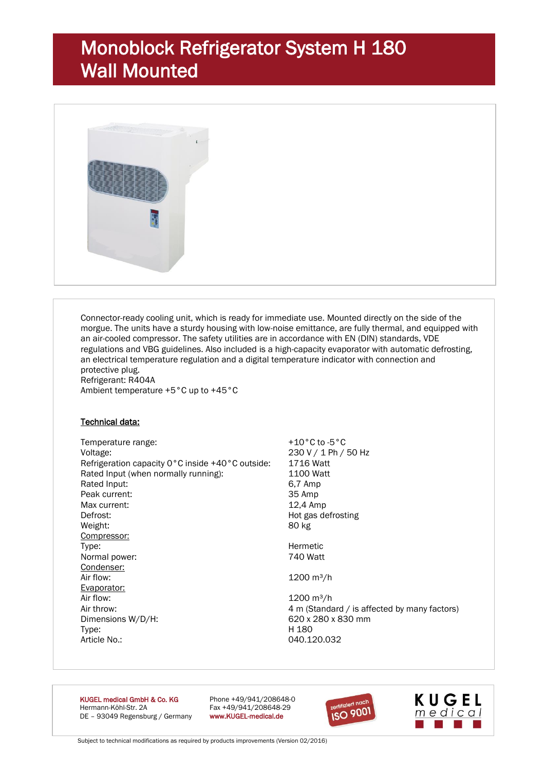# Monoblock Refrigerator System H 180 Wall Mounted

Connector-ready cooling unit, which is ready for immediate use. Mounted directly on the side of the morgue. The units have a sturdy housing with low-noise emittance, are fully thermal, and equipped with an air-cooled compressor. The safety utilities are in accordance with EN (DIN) standards, VDE regulations and VBG guidelines. Also included is a high-capacity evaporator with automatic defrosting, an electrical temperature regulation and a digital temperature indicator with connection and protective plug.
Refrigerant: R404A
Ambient temperature +5 °C up to +45 °C

**Technical data:**

| | |
|---|---|
| Temperature range: | +10 °C to -5 °C |
| Voltage: | 230 V / 1 Ph / 50 Hz |
| Refrigeration capacity 0 °C inside +40 °C outside: | 1716 Watt |
| Rated Input (when normally running): | 1100 Watt |
| Rated Input: | 6,7 Amp |
| Peak current: | 35 Amp |
| Max current: | 12,4 Amp |
| Defrost: | Hot gas defrosting |
| Weight: | 80 kg |
| Compressor: | |
| Type: | Hermetic |
| Normal power: | 740 Watt |
| Condenser: | |
| Air flow: | 1200 m³/h |
| Evaporator: | |
| Air flow: | 1200 m³/h |
| Air throw: | 4 m (Standard / is affected by many factors) |
| Dimensions W/D/H: | 620 x 280 x 830 mm |
| Type: | H 180 |
| Article No.: | 040.120.032 |

KUGEL medical GmbH & Co. KG
Hermann-Köhl-Str. 2A
DE – 93049 Regensburg / Germany

Phone +49/941/208648-0
Fax +49/941/208648-29
www.KUGEL-medical.de

zertifiziert nach ISO 9001

KUGEL medical

Subject to technical modifications as required by products improvements (Version 02/2016)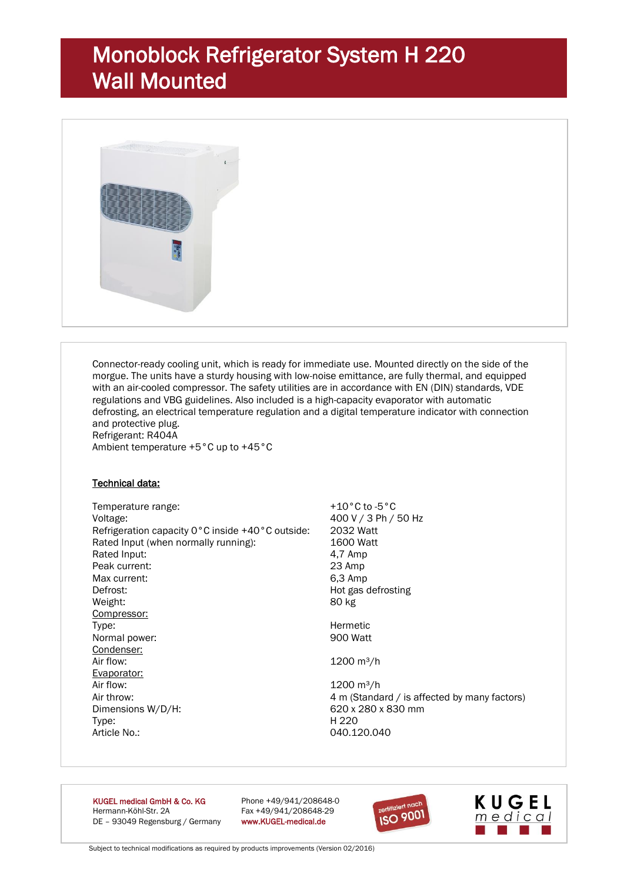# Monoblock Refrigerator System H 220 Wall Mounted

Connector-ready cooling unit, which is ready for immediate use. Mounted directly on the side of the morgue. The units have a sturdy housing with low-noise emittance, are fully thermal, and equipped with an air-cooled compressor. The safety utilities are in accordance with EN (DIN) standards, VDE regulations and VBG guidelines. Also included is a high-capacity evaporator with automatic defrosting, an electrical temperature regulation and a digital temperature indicator with connection and protective plug.
Refrigerant: R404A
Ambient temperature +5 °C up to +45 °C

**Technical data:**

| | |
|---|---|
| Temperature range: | +10 °C to -5 °C |
| Voltage: | 400 V / 3 Ph / 50 Hz |
| Refrigeration capacity 0 °C inside +40 °C outside: | 2032 Watt |
| Rated Input (when normally running): | 1600 Watt |
| Rated Input: | 4,7 Amp |
| Peak current: | 23 Amp |
| Max current: | 6,3 Amp |
| Defrost: | Hot gas defrosting |
| Weight: | 80 kg |
| Compressor: | |
| Type: | Hermetic |
| Normal power: | 900 Watt |
| Condenser: | |
| Air flow: | 1200 m³/h |
| Evaporator: | |
| Air flow: | 1200 m³/h |
| Air throw: | 4 m (Standard / is affected by many factors) |
| Dimensions W/D/H: | 620 x 280 x 830 mm |
| Type: | H 220 |
| Article No.: | 040.120.040 |

KUGEL medical GmbH & Co. KG
Hermann-Köhl-Str. 2A
DE – 93049 Regensburg / Germany

Phone +49/941/208648-0
Fax +49/941/208648-29
www.KUGEL-medical.de

zertifiziert nach ISO 9001

KUGEL medical

Subject to technical modifications as required by products improvements (Version 02/2016)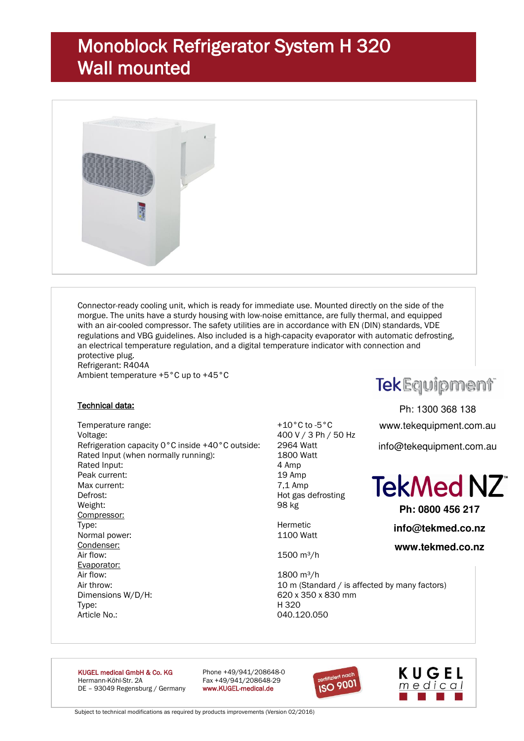# Monoblock Refrigerator System H 320 Wall mounted

Connector-ready cooling unit, which is ready for immediate use. Mounted directly on the side of the morgue. The units have a sturdy housing with low-noise emittance, are fully thermal, and equipped with an air-cooled compressor. The safety utilities are in accordance with EN (DIN) standards, VDE regulations and VBG guidelines. Also included is a high-capacity evaporator with automatic defrosting, an electrical temperature regulation, and a digital temperature indicator with connection and protective plug.
Refrigerant: R404A
Ambient temperature +5°C up to +45°C

**Technical data:**

| | |
|---|---|
| Temperature range: | +10°C to -5°C |
| Voltage: | 400 V / 3 Ph / 50 Hz |
| Refrigeration capacity 0°C inside +40°C outside: | 2964 Watt |
| Rated Input (when normally running): | 1800 Watt |
| Rated Input: | 4 Amp |
| Peak current: | 19 Amp |
| Max current: | 7,1 Amp |
| Defrost: | Hot gas defrosting |
| Weight: | 98 kg |
| Compressor: | |
| Type: | Hermetic |
| Normal power: | 1100 Watt |
| Condenser: | |
| Air flow: | 1500 m³/h |
| Evaporator: | |
| Air flow: | 1800 m³/h |
| Air throw: | 10 m (Standard / is affected by many factors) |
| Dimensions W/D/H: | 620 x 350 x 830 mm |
| Type: | H 320 |
| Article No.: | 040.120.050 |

TekEquipment
Ph: 1300 368 138
www.tekequipment.com.au
info@tekequipment.com.au

TekMed NZ
**Ph: 0800 456 217**
**info@tekmed.co.nz**
**www.tekmed.co.nz**

KUGEL medical GmbH & Co. KG
Hermann-Köhl-Str. 2A
DE – 93049 Regensburg / Germany

Phone +49/941/208648-0
Fax +49/941/208648-29
www.KUGEL-medical.de

zertifiziert nach ISO 9001

KUGEL medical

Subject to technical modifications as required by products improvements (Version 02/2016)